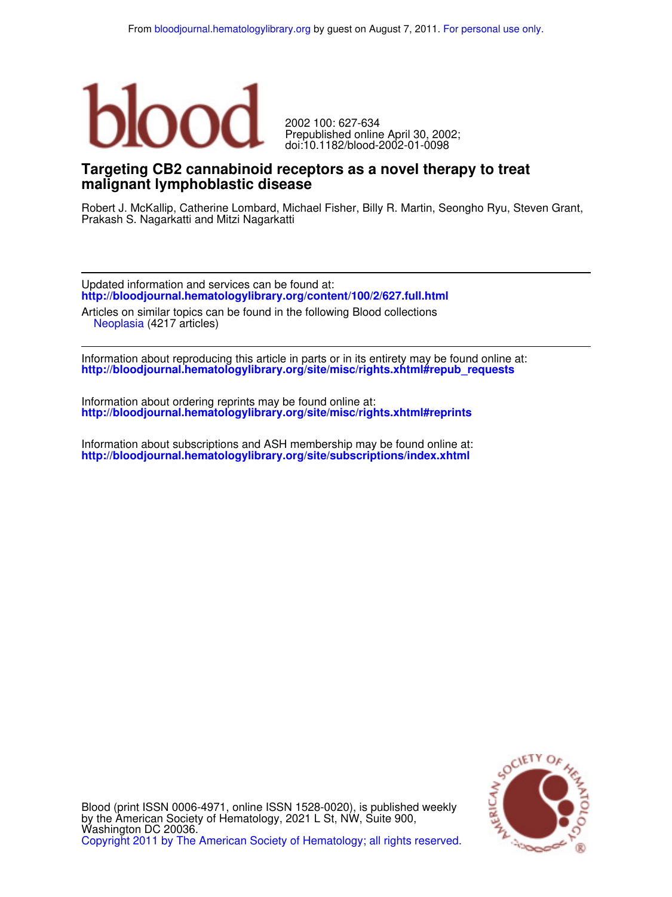From bloodjournal.hematologylibrary.org by guest on August 7, 2011. For personal use only.

blood

2002 100: 627-634
Prepublished online April 30, 2002;
doi:10.1182/blood-2002-01-0098

# Targeting CB2 cannabinoid receptors as a novel therapy to treat malignant lymphoblastic disease

Robert J. McKallip, Catherine Lombard, Michael Fisher, Billy R. Martin, Seongho Ryu, Steven Grant, Prakash S. Nagarkatti and Mitzi Nagarkatti

---

Updated information and services can be found at:
**http://bloodjournal.hematologylibrary.org/content/100/2/627.full.html**

Articles on similar topics can be found in the following Blood collections
Neoplasia (4217 articles)

---

Information about reproducing this article in parts or in its entirety may be found online at:
**http://bloodjournal.hematologylibrary.org/site/misc/rights.xhtml#repub_requests**

Information about ordering reprints may be found online at:
**http://bloodjournal.hematologylibrary.org/site/misc/rights.xhtml#reprints**

Information about subscriptions and ASH membership may be found online at:
**http://bloodjournal.hematologylibrary.org/site/subscriptions/index.xhtml**

Blood (print ISSN 0006-4971, online ISSN 1528-0020), is published weekly by the American Society of Hematology, 2021 L St, NW, Suite 900, Washington DC 20036.
Copyright 2011 by The American Society of Hematology; all rights reserved.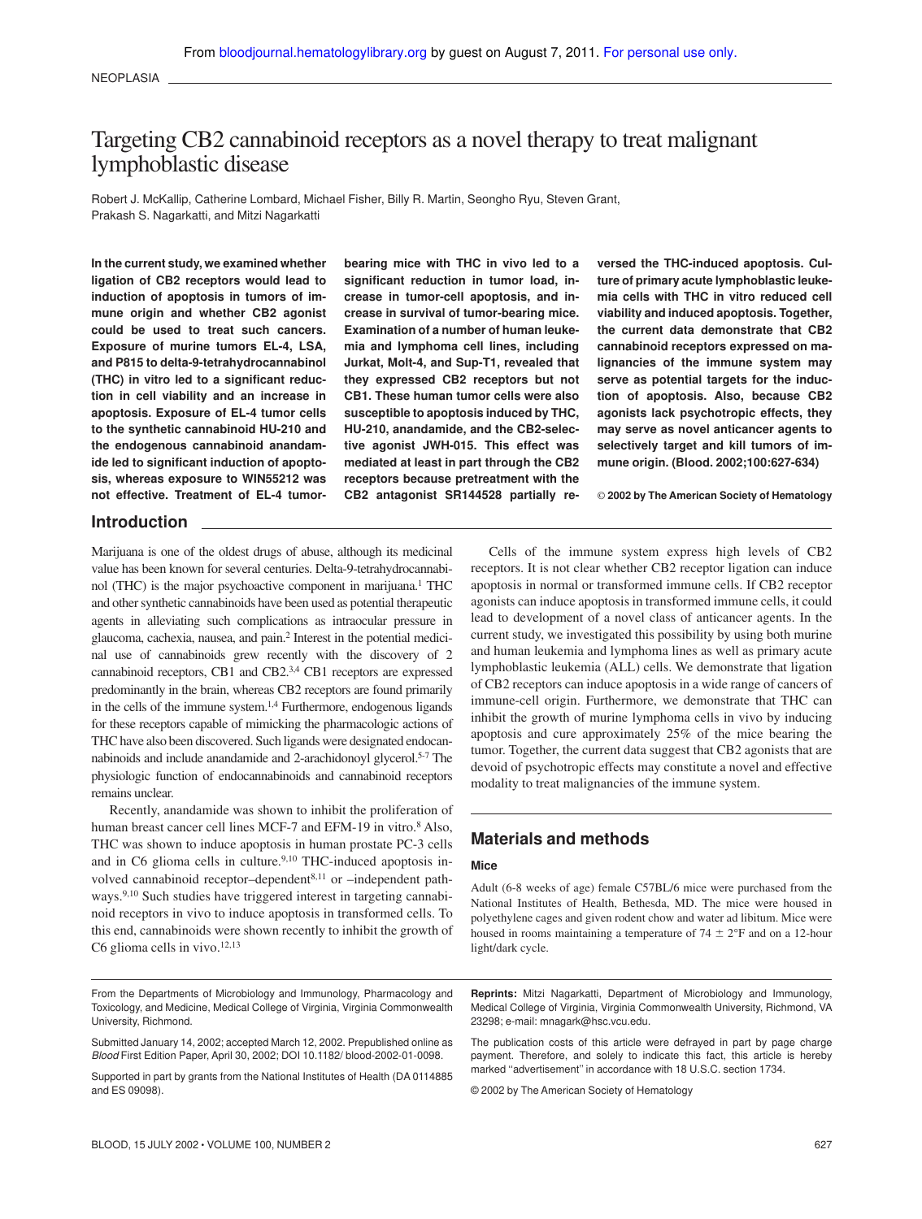NEOPLASIA

# Targeting CB2 cannabinoid receptors as a novel therapy to treat malignant lymphoblastic disease

Robert J. McKallip, Catherine Lombard, Michael Fisher, Billy R. Martin, Seongho Ryu, Steven Grant, Prakash S. Nagarkatti, and Mitzi Nagarkatti

**In the current study, we examined whether ligation of CB2 receptors would lead to induction of apoptosis in tumors of immune origin and whether CB2 agonist could be used to treat such cancers. Exposure of murine tumors EL-4, LSA, and P815 to delta-9-tetrahydrocannabinol (THC) in vitro led to a significant reduction in cell viability and an increase in apoptosis. Exposure of EL-4 tumor cells to the synthetic cannabinoid HU-210 and the endogenous cannabinoid anandamide led to significant induction of apoptosis, whereas exposure to WIN55212 was not effective. Treatment of EL-4 tumor-bearing mice with THC in vivo led to a significant reduction in tumor load, increase in tumor-cell apoptosis, and increase in survival of tumor-bearing mice. Examination of a number of human leukemia and lymphoma cell lines, including Jurkat, Molt-4, and Sup-T1, revealed that they expressed CB2 receptors but not CB1. These human tumor cells were also susceptible to apoptosis induced by THC, HU-210, anandamide, and the CB2-selective agonist JWH-015. This effect was mediated at least in part through the CB2 receptors because pretreatment with the CB2 antagonist SR144528 partially reversed the THC-induced apoptosis. Culture of primary acute lymphoblastic leukemia cells with THC in vitro reduced cell viability and induced apoptosis. Together, the current data demonstrate that CB2 cannabinoid receptors expressed on malignancies of the immune system may serve as potential targets for the induction of apoptosis. Also, because CB2 agonists lack psychotropic effects, they may serve as novel anticancer agents to selectively target and kill tumors of immune origin. (Blood. 2002;100:627-634)**

© 2002 by The American Society of Hematology

## Introduction

Marijuana is one of the oldest drugs of abuse, although its medicinal value has been known for several centuries. Delta-9-tetrahydrocannabinol (THC) is the major psychoactive component in marijuana.[1] THC and other synthetic cannabinoids have been used as potential therapeutic agents in alleviating such complications as intraocular pressure in glaucoma, cachexia, nausea, and pain.[2] Interest in the potential medicinal use of cannabinoids grew recently with the discovery of 2 cannabinoid receptors, CB1 and CB2.[3,4] CB1 receptors are expressed predominantly in the brain, whereas CB2 receptors are found primarily in the cells of the immune system.[1,4] Furthermore, endogenous ligands for these receptors capable of mimicking the pharmacologic actions of THC have also been discovered. Such ligands were designated endocannabinoids and include anandamide and 2-arachidonoyl glycerol.[5-7] The physiologic function of endocannabinoids and cannabinoid receptors remains unclear.

Recently, anandamide was shown to inhibit the proliferation of human breast cancer cell lines MCF-7 and EFM-19 in vitro.[8] Also, THC was shown to induce apoptosis in human prostate PC-3 cells and in C6 glioma cells in culture.[9,10] THC-induced apoptosis involved cannabinoid receptor–dependent[8,11] or –independent pathways.[9,10] Such studies have triggered interest in targeting cannabinoid receptors in vivo to induce apoptosis in transformed cells. To this end, cannabinoids were shown recently to inhibit the growth of C6 glioma cells in vivo.[12,13]

Cells of the immune system express high levels of CB2 receptors. It is not clear whether CB2 receptor ligation can induce apoptosis in normal or transformed immune cells. If CB2 receptor agonists can induce apoptosis in transformed immune cells, it could lead to development of a novel class of anticancer agents. In the current study, we investigated this possibility by using both murine and human leukemia and lymphoma lines as well as primary acute lymphoblastic leukemia (ALL) cells. We demonstrate that ligation of CB2 receptors can induce apoptosis in a wide range of cancers of immune-cell origin. Furthermore, we demonstrate that THC can inhibit the growth of murine lymphoma cells in vivo by inducing apoptosis and cure approximately 25% of the mice bearing the tumor. Together, the current data suggest that CB2 agonists that are devoid of psychotropic effects may constitute a novel and effective modality to treat malignancies of the immune system.

## Materials and methods

### Mice

Adult (6-8 weeks of age) female C57BL/6 mice were purchased from the National Institutes of Health, Bethesda, MD. The mice were housed in polyethylene cages and given rodent chow and water ad libitum. Mice were housed in rooms maintaining a temperature of 74 ± 2°F and on a 12-hour light/dark cycle.

From the Departments of Microbiology and Immunology, Pharmacology and Toxicology, and Medicine, Medical College of Virginia, Virginia Commonwealth University, Richmond.

Submitted January 14, 2002; accepted March 12, 2002. Prepublished online as *Blood* First Edition Paper, April 30, 2002; DOI 10.1182/ blood-2002-01-0098.

Supported in part by grants from the National Institutes of Health (DA 0114885 and ES 09098).

**Reprints:** Mitzi Nagarkatti, Department of Microbiology and Immunology, Medical College of Virginia, Virginia Commonwealth University, Richmond, VA 23298; e-mail: mnagark@hsc.vcu.edu.

The publication costs of this article were defrayed in part by page charge payment. Therefore, and solely to indicate this fact, this article is hereby marked "advertisement" in accordance with 18 U.S.C. section 1734.

© 2002 by The American Society of Hematology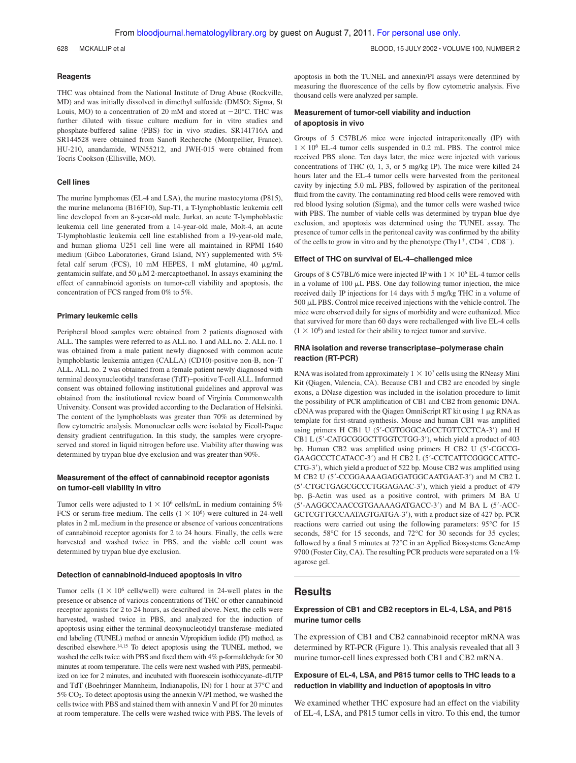### Reagents

THC was obtained from the National Institute of Drug Abuse (Rockville, MD) and was initially dissolved in dimethyl sulfoxide (DMSO; Sigma, St Louis, MO) to a concentration of 20 mM and stored at −20°C. THC was further diluted with tissue culture medium for in vitro studies and phosphate-buffered saline (PBS) for in vivo studies. SR141716A and SR144528 were obtained from Sanofi Recherche (Montpellier, France). HU-210, anandamide, WIN55212, and JWH-015 were obtained from Tocris Cookson (Ellisville, MO).

### Cell lines

The murine lymphomas (EL-4 and LSA), the murine mastocytoma (P815), the murine melanoma (B16F10), Sup-T1, a T-lymphoblastic leukemia cell line developed from an 8-year-old male, Jurkat, an acute T-lymphoblastic leukemia cell line generated from a 14-year-old male, Molt-4, an acute T-lymphoblastic leukemia cell line established from a 19-year-old male, and human glioma U251 cell line were all maintained in RPMI 1640 medium (Gibco Laboratories, Grand Island, NY) supplemented with 5% fetal calf serum (FCS), 10 mM HEPES, 1 mM glutamine, 40 μg/mL gentamicin sulfate, and 50 μM 2-mercaptoethanol. In assays examining the effect of cannabinoid agonists on tumor-cell viability and apoptosis, the concentration of FCS ranged from 0% to 5%.

### Primary leukemic cells

Peripheral blood samples were obtained from 2 patients diagnosed with ALL. The samples were referred to as ALL no. 1 and ALL no. 2. ALL no. 1 was obtained from a male patient newly diagnosed with common acute lymphoblastic leukemia antigen (CALLA) (CD10)-positive non-B, non–T ALL. ALL no. 2 was obtained from a female patient newly diagnosed with terminal deoxynucleotidyl transferase (TdT)–positive T-cell ALL. Informed consent was obtained following institutional guidelines and approval was obtained from the institutional review board of Virginia Commonwealth University. Consent was provided according to the Declaration of Helsinki. The content of the lymphoblasts was greater than 70% as determined by flow cytometric analysis. Mononuclear cells were isolated by Ficoll-Paque density gradient centrifugation. In this study, the samples were cryopreserved and stored in liquid nitrogen before use. Viability after thawing was determined by trypan blue dye exclusion and was greater than 90%.

### Measurement of the effect of cannabinoid receptor agonists on tumor-cell viability in vitro

Tumor cells were adjusted to $1 \times 10^6$ cells/mL in medium containing 5% FCS or serum-free medium. The cells ($1 \times 10^6$) were cultured in 24-well plates in 2 mL medium in the presence or absence of various concentrations of cannabinoid receptor agonists for 2 to 24 hours. Finally, the cells were harvested and washed twice in PBS, and the viable cell count was determined by trypan blue dye exclusion.

### Detection of cannabinoid-induced apoptosis in vitro

Tumor cells ($1 \times 10^6$ cells/well) were cultured in 24-well plates in the presence or absence of various concentrations of THC or other cannabinoid receptor agonists for 2 to 24 hours, as described above. Next, the cells were harvested, washed twice in PBS, and analyzed for the induction of apoptosis using either the terminal deoxynucleotidyl transferase–mediated end labeling (TUNEL) method or annexin V/propidium iodide (PI) method, as described elsewhere.[14,15] To detect apoptosis using the TUNEL method, we washed the cells twice with PBS and fixed them with 4% p-formaldehyde for 30 minutes at room temperature. The cells were next washed with PBS, permeabilized on ice for 2 minutes, and incubated with fluorescein isothiocyanate–dUTP and TdT (Boehringer Mannheim, Indianapolis, IN) for 1 hour at 37°C and 5% $CO_2$. To detect apoptosis using the annexin V/PI method, we washed the cells twice with PBS and stained them with annexin V and PI for 20 minutes at room temperature. The cells were washed twice with PBS. The levels of apoptosis in both the TUNEL and annexin/PI assays were determined by measuring the fluorescence of the cells by flow cytometric analysis. Five thousand cells were analyzed per sample.

### Measurement of tumor-cell viability and induction of apoptosis in vivo

Groups of 5 C57BL/6 mice were injected intraperitoneally (IP) with $1 \times 10^6$ EL-4 tumor cells suspended in 0.2 mL PBS. The control mice received PBS alone. Ten days later, the mice were injected with various concentrations of THC (0, 1, 3, or 5 mg/kg IP). The mice were killed 24 hours later and the EL-4 tumor cells were harvested from the peritoneal cavity by injecting 5.0 mL PBS, followed by aspiration of the peritoneal fluid from the cavity. The contaminating red blood cells were removed with red blood lysing solution (Sigma), and the tumor cells were washed twice with PBS. The number of viable cells was determined by trypan blue dye exclusion, and apoptosis was determined using the TUNEL assay. The presence of tumor cells in the peritoneal cavity was confirmed by the ability of the cells to grow in vitro and by the phenotype ($Thy1^+$, $CD4^-$, $CD8^-$).

### Effect of THC on survival of EL-4–challenged mice

Groups of 8 C57BL/6 mice were injected IP with $1 \times 10^6$ EL-4 tumor cells in a volume of 100 μL PBS. One day following tumor injection, the mice received daily IP injections for 14 days with 5 mg/kg THC in a volume of 500 μL PBS. Control mice received injections with the vehicle control. The mice were observed daily for signs of morbidity and were euthanized. Mice that survived for more than 60 days were rechallenged with live EL-4 cells ($1 \times 10^6$) and tested for their ability to reject tumor and survive.

### RNA isolation and reverse transcriptase–polymerase chain reaction (RT-PCR)

RNA was isolated from approximately $1 \times 10^7$ cells using the RNeasy Mini Kit (Qiagen, Valencia, CA). Because CB1 and CB2 are encoded by single exons, a DNase digestion was included in the isolation procedure to limit the possibility of PCR amplification of CB1 and CB2 from genomic DNA. cDNA was prepared with the Qiagen OmniScript RT kit using 1 μg RNA as template for first-strand synthesis. Mouse and human CB1 was amplified using primers H CB1 U (5′-CGTGGGCAGCCTGTTCCTCA-3′) and H CB1 L (5′-CATGCGGGCTTGGTCTGG-3′), which yield a product of 403 bp. Human CB2 was amplified using primers H CB2 U (5′-CGCCG-GAAGCCCTCATACC-3′) and H CB2 L (5′-CCTCATTCGGGCCATTC-CTG-3′), which yield a product of 522 bp. Mouse CB2 was amplified using M CB2 U (5′-CCGGAAAAGAGGATGGCAATGAAT-3′) and M CB2 L (5′-CTGCTGAGCGCCCTGGAGAAC-3′), which yield a product of 479 bp. β-Actin was used as a positive control, with primers M BA U (5′-AAGGCCAACCGTGAAAAGATGACC-3′) and M BA L (5′-ACC-GCTCGTTGCCAATAGTGATGA-3′), with a product size of 427 bp. PCR reactions were carried out using the following parameters: 95°C for 15 seconds, 58°C for 15 seconds, and 72°C for 30 seconds for 35 cycles; followed by a final 5 minutes at 72°C in an Applied Biosystems GeneAmp 9700 (Foster City, CA). The resulting PCR products were separated on a 1% agarose gel.

## Results

### Expression of CB1 and CB2 receptors in EL-4, LSA, and P815 murine tumor cells

The expression of CB1 and CB2 cannabinoid receptor mRNA was determined by RT-PCR (Figure 1). This analysis revealed that all 3 murine tumor-cell lines expressed both CB1 and CB2 mRNA.

### Exposure of EL-4, LSA, and P815 tumor cells to THC leads to a reduction in viability and induction of apoptosis in vitro

We examined whether THC exposure had an effect on the viability of EL-4, LSA, and P815 tumor cells in vitro. To this end, the tumor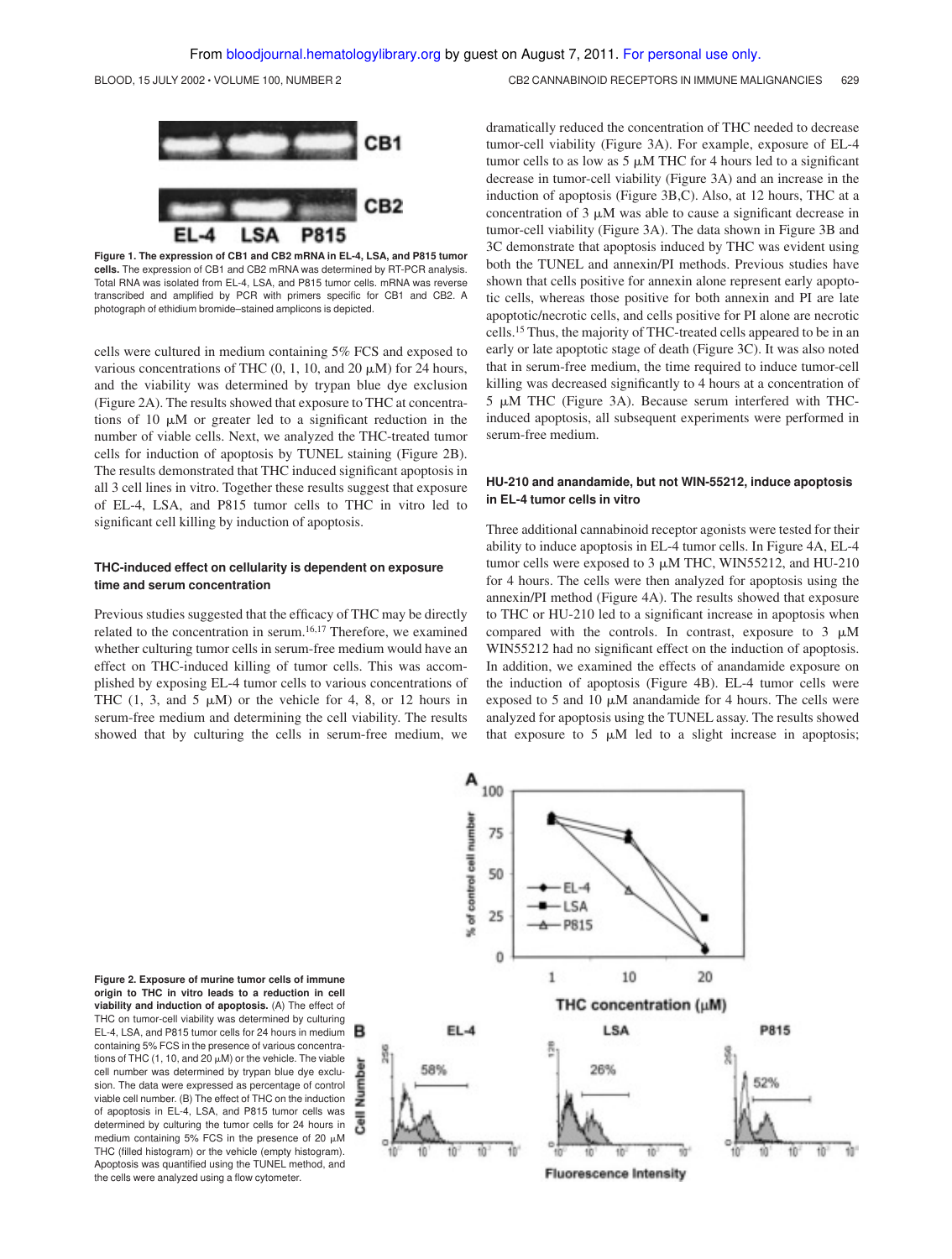**Figure 1. The expression of CB1 and CB2 mRNA in EL-4, LSA, and P815 tumor cells.** The expression of CB1 and CB2 mRNA was determined by RT-PCR analysis. Total RNA was isolated from EL-4, LSA, and P815 tumor cells. mRNA was reverse transcribed and amplified by PCR with primers specific for CB1 and CB2. A photograph of ethidium bromide–stained amplicons is depicted.

cells were cultured in medium containing 5% FCS and exposed to various concentrations of THC (0, 1, 10, and 20 μM) for 24 hours, and the viability was determined by trypan blue dye exclusion (Figure 2A). The results showed that exposure to THC at concentrations of 10 μM or greater led to a significant reduction in the number of viable cells. Next, we analyzed the THC-treated tumor cells for induction of apoptosis by TUNEL staining (Figure 2B). The results demonstrated that THC induced significant apoptosis in all 3 cell lines in vitro. Together these results suggest that exposure of EL-4, LSA, and P815 tumor cells to THC in vitro led to significant cell killing by induction of apoptosis.

### THC-induced effect on cellularity is dependent on exposure time and serum concentration

Previous studies suggested that the efficacy of THC may be directly related to the concentration in serum.[16,17] Therefore, we examined whether culturing tumor cells in serum-free medium would have an effect on THC-induced killing of tumor cells. This was accomplished by exposing EL-4 tumor cells to various concentrations of THC (1, 3, and 5 μM) or the vehicle for 4, 8, or 12 hours in serum-free medium and determining the cell viability. The results showed that by culturing the cells in serum-free medium, we dramatically reduced the concentration of THC needed to decrease tumor-cell viability (Figure 3A). For example, exposure of EL-4 tumor cells to as low as 5 μM THC for 4 hours led to a significant decrease in tumor-cell viability (Figure 3A) and an increase in the induction of apoptosis (Figure 3B,C). Also, at 12 hours, THC at a concentration of 3 μM was able to cause a significant decrease in tumor-cell viability (Figure 3A). The data shown in Figure 3B and 3C demonstrate that apoptosis induced by THC was evident using both the TUNEL and annexin/PI methods. Previous studies have shown that cells positive for annexin alone represent early apoptotic cells, whereas those positive for both annexin and PI are late apoptotic/necrotic cells, and cells positive for PI alone are necrotic cells.[15] Thus, the majority of THC-treated cells appeared to be in an early or late apoptotic stage of death (Figure 3C). It was also noted that in serum-free medium, the time required to induce tumor-cell killing was decreased significantly to 4 hours at a concentration of 5 μM THC (Figure 3A). Because serum interfered with THC-induced apoptosis, all subsequent experiments were performed in serum-free medium.

### HU-210 and anandamide, but not WIN-55212, induce apoptosis in EL-4 tumor cells in vitro

Three additional cannabinoid receptor agonists were tested for their ability to induce apoptosis in EL-4 tumor cells. In Figure 4A, EL-4 tumor cells were exposed to 3 μM THC, WIN55212, and HU-210 for 4 hours. The cells were then analyzed for apoptosis using the annexin/PI method (Figure 4A). The results showed that exposure to THC or HU-210 led to a significant increase in apoptosis when compared with the controls. In contrast, exposure to 3 μM WIN55212 had no significant effect on the induction of apoptosis. In addition, we examined the effects of anandamide exposure on the induction of apoptosis (Figure 4B). EL-4 tumor cells were exposed to 5 and 10 μM anandamide for 4 hours. The cells were analyzed for apoptosis using the TUNEL assay. The results showed that exposure to 5 μM led to a slight increase in apoptosis;

**Figure 2. Exposure of murine tumor cells of immune origin to THC in vitro leads to a reduction in cell viability and induction of apoptosis.** (A) The effect of THC on tumor-cell viability was determined by culturing EL-4, LSA, and P815 tumor cells for 24 hours in medium containing 5% FCS in the presence of various concentrations of THC (1, 10, and 20 μM) or the vehicle. The viable cell number was determined by trypan blue dye exclusion. The data were expressed as percentage of control viable cell number. (B) The effect of THC on the induction of apoptosis in EL-4, LSA, and P815 tumor cells was determined by culturing the tumor cells for 24 hours in medium containing 5% FCS in the presence of 20 μM THC (filled histogram) or the vehicle (empty histogram). Apoptosis was quantified using the TUNEL method, and the cells were analyzed using a flow cytometer.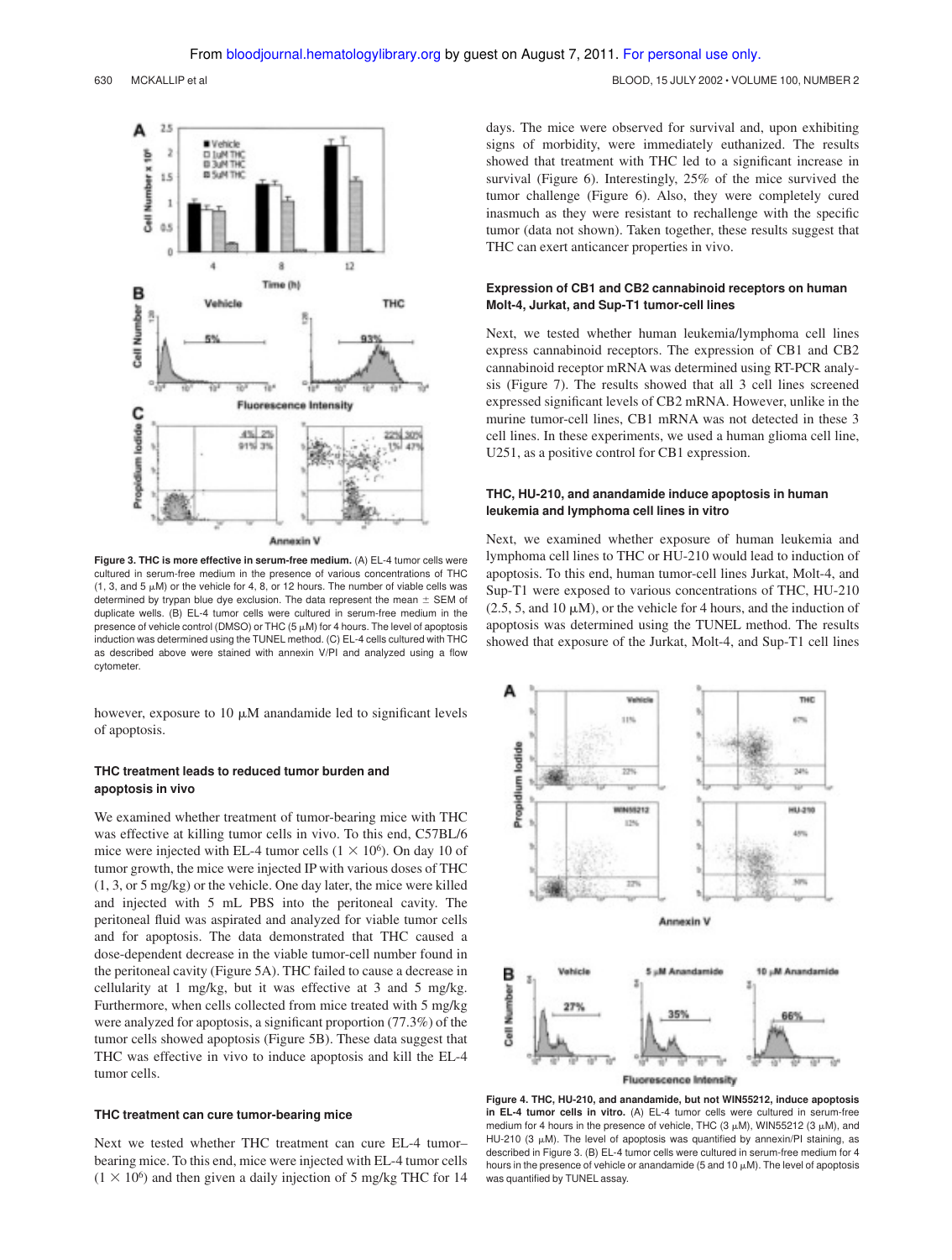**Figure 3. THC is more effective in serum-free medium.** (A) EL-4 tumor cells were cultured in serum-free medium in the presence of various concentrations of THC (1, 3, and 5 μM) or the vehicle for 4, 8, or 12 hours. The number of viable cells was determined by trypan blue dye exclusion. The data represent the mean ± SEM of duplicate wells. (B) EL-4 tumor cells were cultured in serum-free medium in the presence of vehicle control (DMSO) or THC (5 μM) for 4 hours. The level of apoptosis induction was determined using the TUNEL method. (C) EL-4 cells cultured with THC as described above were stained with annexin V/PI and analyzed using a flow cytometer.

however, exposure to 10 μM anandamide led to significant levels of apoptosis.

### THC treatment leads to reduced tumor burden and apoptosis in vivo

We examined whether treatment of tumor-bearing mice with THC was effective at killing tumor cells in vivo. To this end, C57BL/6 mice were injected with EL-4 tumor cells ($1 \times 10^6$). On day 10 of tumor growth, the mice were injected IP with various doses of THC (1, 3, or 5 mg/kg) or the vehicle. One day later, the mice were killed and injected with 5 mL PBS into the peritoneal cavity. The peritoneal fluid was aspirated and analyzed for viable tumor cells and for apoptosis. The data demonstrated that THC caused a dose-dependent decrease in the viable tumor-cell number found in the peritoneal cavity (Figure 5A). THC failed to cause a decrease in cellularity at 1 mg/kg, but it was effective at 3 and 5 mg/kg. Furthermore, when cells collected from mice treated with 5 mg/kg were analyzed for apoptosis, a significant proportion (77.3%) of the tumor cells showed apoptosis (Figure 5B). These data suggest that THC was effective in vivo to induce apoptosis and kill the EL-4 tumor cells.

### THC treatment can cure tumor-bearing mice

Next we tested whether THC treatment can cure EL-4 tumor–bearing mice. To this end, mice were injected with EL-4 tumor cells ($1 \times 10^6$) and then given a daily injection of 5 mg/kg THC for 14 days. The mice were observed for survival and, upon exhibiting signs of morbidity, were immediately euthanized. The results showed that treatment with THC led to a significant increase in survival (Figure 6). Interestingly, 25% of the mice survived the tumor challenge (Figure 6). Also, they were completely cured inasmuch as they were resistant to rechallenge with the specific tumor (data not shown). Taken together, these results suggest that THC can exert anticancer properties in vivo.

### Expression of CB1 and CB2 cannabinoid receptors on human Molt-4, Jurkat, and Sup-T1 tumor-cell lines

Next, we tested whether human leukemia/lymphoma cell lines express cannabinoid receptors. The expression of CB1 and CB2 cannabinoid receptor mRNA was determined using RT-PCR analysis (Figure 7). The results showed that all 3 cell lines screened expressed significant levels of CB2 mRNA. However, unlike in the murine tumor-cell lines, CB1 mRNA was not detected in these 3 cell lines. In these experiments, we used a human glioma cell line, U251, as a positive control for CB1 expression.

### THC, HU-210, and anandamide induce apoptosis in human leukemia and lymphoma cell lines in vitro

Next, we examined whether exposure of human leukemia and lymphoma cell lines to THC or HU-210 would lead to induction of apoptosis. To this end, human tumor-cell lines Jurkat, Molt-4, and Sup-T1 were exposed to various concentrations of THC, HU-210 (2.5, 5, and 10 μM), or the vehicle for 4 hours, and the induction of apoptosis was determined using the TUNEL method. The results showed that exposure of the Jurkat, Molt-4, and Sup-T1 cell lines

**Figure 4. THC, HU-210, and anandamide, but not WIN55212, induce apoptosis in EL-4 tumor cells in vitro.** (A) EL-4 tumor cells were cultured in serum-free medium for 4 hours in the presence of vehicle, THC (3 μM), WIN55212 (3 μM), and HU-210 (3 μM). The level of apoptosis was quantified by annexin/PI staining, as described in Figure 3. (B) EL-4 tumor cells were cultured in serum-free medium for 4 hours in the presence of vehicle or anandamide (5 and 10 μM). The level of apoptosis was quantified by TUNEL assay.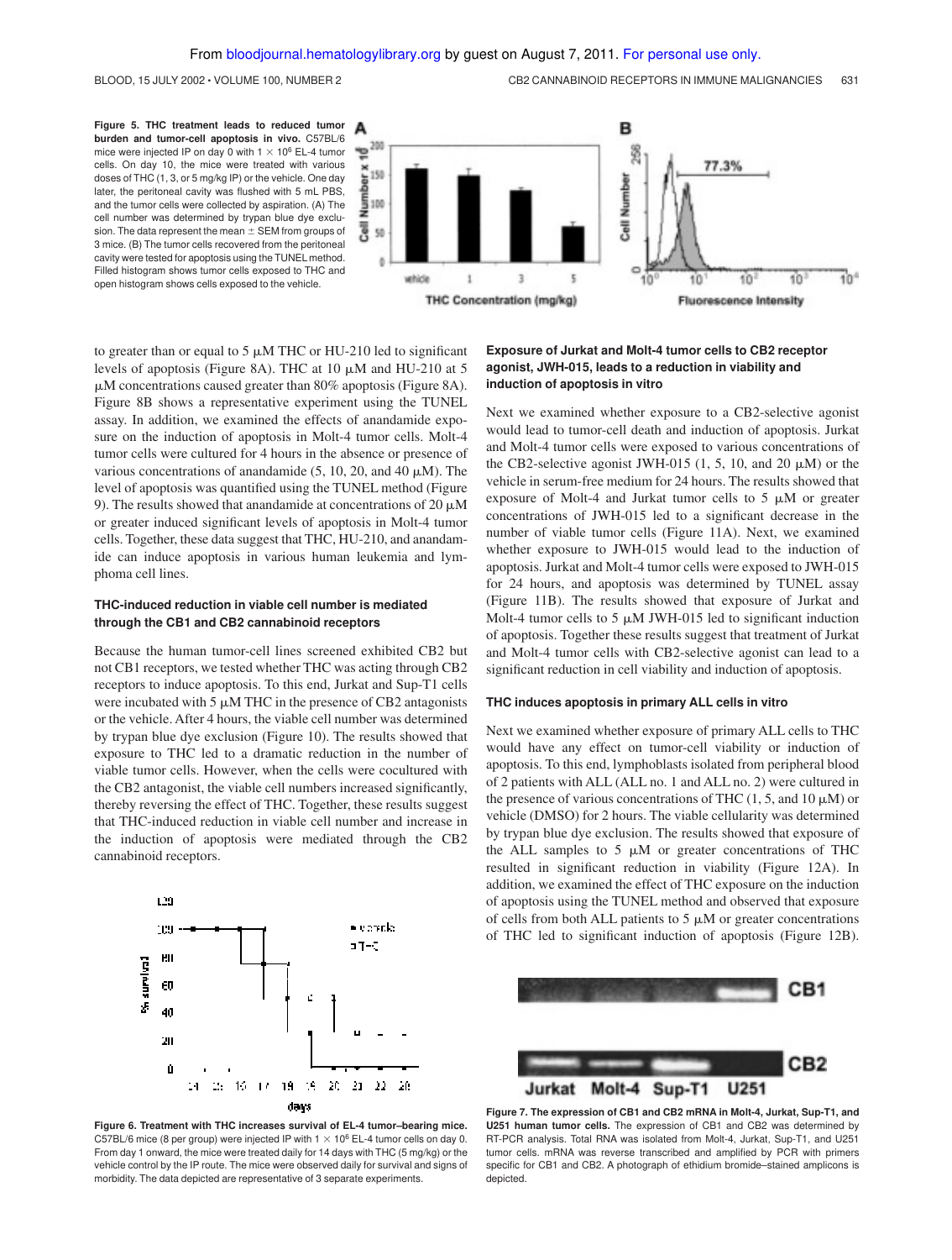**Figure 5. THC treatment leads to reduced tumor burden and tumor-cell apoptosis in vivo.** C57BL/6 mice were injected IP on day 0 with $1 \times 10^6$ EL-4 tumor cells. On day 10, the mice were treated with various doses of THC (1, 3, or 5 mg/kg IP) or the vehicle. One day later, the peritoneal cavity was flushed with 5 mL PBS, and the tumor cells were collected by aspiration. (A) The cell number was determined by trypan blue dye exclusion. The data represent the mean ± SEM from groups of 3 mice. (B) The tumor cells recovered from the peritoneal cavity were tested for apoptosis using the TUNEL method. Filled histogram shows tumor cells exposed to THC and open histogram shows cells exposed to the vehicle.

to greater than or equal to 5 μM THC or HU-210 led to significant levels of apoptosis (Figure 8A). THC at 10 μM and HU-210 at 5 μM concentrations caused greater than 80% apoptosis (Figure 8A). Figure 8B shows a representative experiment using the TUNEL assay. In addition, we examined the effects of anandamide exposure on the induction of apoptosis in Molt-4 tumor cells. Molt-4 tumor cells were cultured for 4 hours in the absence or presence of various concentrations of anandamide (5, 10, 20, and 40 μM). The level of apoptosis was quantified using the TUNEL method (Figure 9). The results showed that anandamide at concentrations of 20 μM or greater induced significant levels of apoptosis in Molt-4 tumor cells. Together, these data suggest that THC, HU-210, and anandamide can induce apoptosis in various human leukemia and lymphoma cell lines.

### THC-induced reduction in viable cell number is mediated through the CB1 and CB2 cannabinoid receptors

Because the human tumor-cell lines screened exhibited CB2 but not CB1 receptors, we tested whether THC was acting through CB2 receptors to induce apoptosis. To this end, Jurkat and Sup-T1 cells were incubated with 5 μM THC in the presence of CB2 antagonists or the vehicle. After 4 hours, the viable cell number was determined by trypan blue dye exclusion (Figure 10). The results showed that exposure to THC led to a dramatic reduction in the number of viable tumor cells. However, when the cells were cocultured with the CB2 antagonist, the viable cell numbers increased significantly, thereby reversing the effect of THC. Together, these results suggest that THC-induced reduction in viable cell number and increase in the induction of apoptosis were mediated through the CB2 cannabinoid receptors.

**Figure 6. Treatment with THC increases survival of EL-4 tumor–bearing mice.** C57BL/6 mice (8 per group) were injected IP with $1 \times 10^6$ EL-4 tumor cells on day 0. From day 1 onward, the mice were treated daily for 14 days with THC (5 mg/kg) or the vehicle control by the IP route. The mice were observed daily for survival and signs of morbidity. The data depicted are representative of 3 separate experiments.

### Exposure of Jurkat and Molt-4 tumor cells to CB2 receptor agonist, JWH-015, leads to a reduction in viability and induction of apoptosis in vitro

Next we examined whether exposure to a CB2-selective agonist would lead to tumor-cell death and induction of apoptosis. Jurkat and Molt-4 tumor cells were exposed to various concentrations of the CB2-selective agonist JWH-015 (1, 5, 10, and 20 μM) or the vehicle in serum-free medium for 24 hours. The results showed that exposure of Molt-4 and Jurkat tumor cells to 5 μM or greater concentrations of JWH-015 led to a significant decrease in the number of viable tumor cells (Figure 11A). Next, we examined whether exposure to JWH-015 would lead to the induction of apoptosis. Jurkat and Molt-4 tumor cells were exposed to JWH-015 for 24 hours, and apoptosis was determined by TUNEL assay (Figure 11B). The results showed that exposure of Jurkat and Molt-4 tumor cells to 5 μM JWH-015 led to significant induction of apoptosis. Together these results suggest that treatment of Jurkat and Molt-4 tumor cells with CB2-selective agonist can lead to a significant reduction in cell viability and induction of apoptosis.

### THC induces apoptosis in primary ALL cells in vitro

Next we examined whether exposure of primary ALL cells to THC would have any effect on tumor-cell viability or induction of apoptosis. To this end, lymphoblasts isolated from peripheral blood of 2 patients with ALL (ALL no. 1 and ALL no. 2) were cultured in the presence of various concentrations of THC (1, 5, and 10 μM) or vehicle (DMSO) for 2 hours. The viable cellularity was determined by trypan blue dye exclusion. The results showed that exposure of the ALL samples to 5 μM or greater concentrations of THC resulted in significant reduction in viability (Figure 12A). In addition, we examined the effect of THC exposure on the induction of apoptosis using the TUNEL method and observed that exposure of cells from both ALL patients to 5 μM or greater concentrations of THC led to significant induction of apoptosis (Figure 12B).

**Figure 7. The expression of CB1 and CB2 mRNA in Molt-4, Jurkat, Sup-T1, and U251 human tumor cells.** The expression of CB1 and CB2 was determined by RT-PCR analysis. Total RNA was isolated from Molt-4, Jurkat, Sup-T1, and U251 tumor cells. mRNA was reverse transcribed and amplified by PCR with primers specific for CB1 and CB2. A photograph of ethidium bromide–stained amplicons is depicted.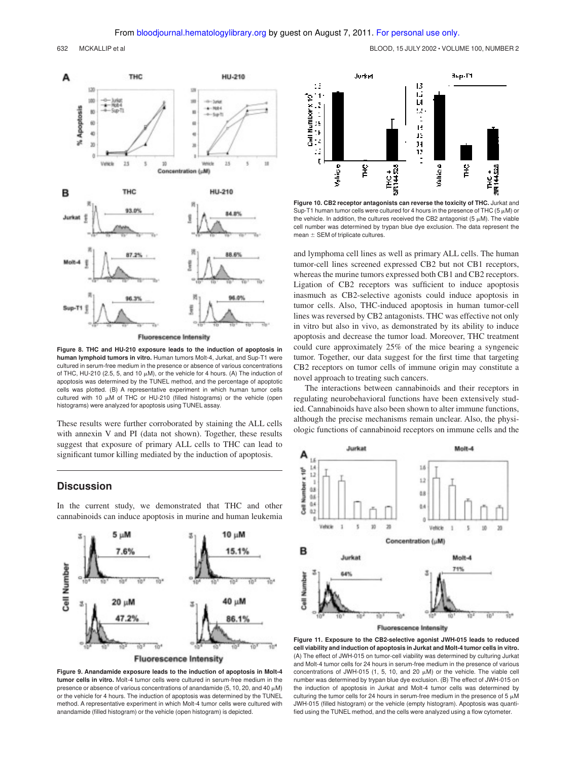**Figure 8. THC and HU-210 exposure leads to the induction of apoptosis in human lymphoid tumors in vitro.** Human tumors Molt-4, Jurkat, and Sup-T1 were cultured in serum-free medium in the presence or absence of various concentrations of THC, HU-210 (2.5, 5, and 10 μM), or the vehicle for 4 hours. (A) The induction of apoptosis was determined by the TUNEL method, and the percentage of apoptotic cells was plotted. (B) A representative experiment in which human tumor cells cultured with 10 μM of THC or HU-210 (filled histograms) or the vehicle (open histograms) were analyzed for apoptosis using TUNEL assay.

These results were further corroborated by staining the ALL cells with annexin V and PI (data not shown). Together, these results suggest that exposure of primary ALL cells to THC can lead to significant tumor killing mediated by the induction of apoptosis.

## Discussion

In the current study, we demonstrated that THC and other cannabinoids can induce apoptosis in murine and human leukemia and lymphoma cell lines as well as primary ALL cells. The human tumor-cell lines screened expressed CB2 but not CB1 receptors, whereas the murine tumors expressed both CB1 and CB2 receptors. Ligation of CB2 receptors was sufficient to induce apoptosis inasmuch as CB2-selective agonists could induce apoptosis in tumor cells. Also, THC-induced apoptosis in human tumor-cell lines was reversed by CB2 antagonists. THC was effective not only in vitro but also in vivo, as demonstrated by its ability to induce apoptosis and decrease the tumor load. Moreover, THC treatment could cure approximately 25% of the mice bearing a syngeneic tumor. Together, our data suggest for the first time that targeting CB2 receptors on tumor cells of immune origin may constitute a novel approach to treating such cancers.

The interactions between cannabinoids and their receptors in regulating neurobehavioral functions have been extensively studied. Cannabinoids have also been shown to alter immune functions, although the precise mechanisms remain unclear. Also, the physiologic functions of cannabinoid receptors on immune cells and the

**Figure 9. Anandamide exposure leads to the induction of apoptosis in Molt-4 tumor cells in vitro.** Molt-4 tumor cells were cultured in serum-free medium in the presence or absence of various concentrations of anandamide (5, 10, 20, and 40 μM) or the vehicle for 4 hours. The induction of apoptosis was determined by the TUNEL method. A representative experiment in which Molt-4 tumor cells were cultured with anandamide (filled histogram) or the vehicle (open histogram) is depicted.

**Figure 10. CB2 receptor antagonists can reverse the toxicity of THC.** Jurkat and Sup-T1 human tumor cells were cultured for 4 hours in the presence of THC (5 μM) or the vehicle. In addition, the cultures received the CB2 antagonist (5 μM). The viable cell number was determined by trypan blue dye exclusion. The data represent the mean ± SEM of triplicate cultures.

**Figure 11. Exposure to the CB2-selective agonist JWH-015 leads to reduced cell viability and induction of apoptosis in Jurkat and Molt-4 tumor cells in vitro.** (A) The effect of JWH-015 on tumor-cell viability was determined by culturing Jurkat and Molt-4 tumor cells for 24 hours in serum-free medium in the presence of various concentrations of JWH-015 (1, 5, 10, and 20 μM) or the vehicle. The viable cell number was determined by trypan blue dye exclusion. (B) The effect of JWH-015 on the induction of apoptosis in Jurkat and Molt-4 tumor cells was determined by culturing the tumor cells for 24 hours in serum-free medium in the presence of 5 μM JWH-015 (filled histogram) or the vehicle (empty histogram). Apoptosis was quantified using the TUNEL method, and the cells were analyzed using a flow cytometer.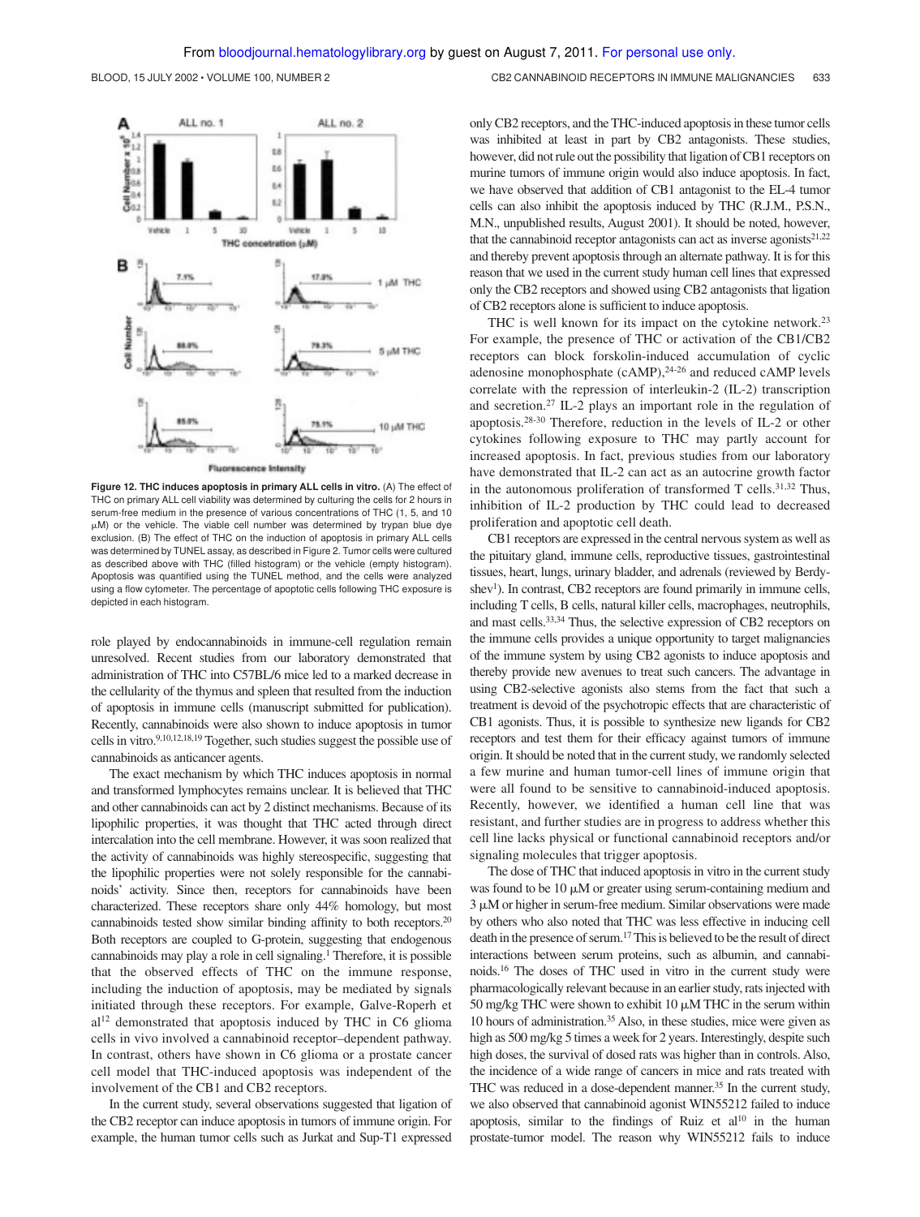**Figure 12. THC induces apoptosis in primary ALL cells in vitro.** (A) The effect of THC on primary ALL cell viability was determined by culturing the cells for 2 hours in serum-free medium in the presence of various concentrations of THC (1, 5, and 10 μM) or the vehicle. The viable cell number was determined by trypan blue dye exclusion. (B) The effect of THC on the induction of apoptosis in primary ALL cells was determined by TUNEL assay, as described in Figure 2. Tumor cells were cultured as described above with THC (filled histogram) or the vehicle (empty histogram). Apoptosis was quantified using the TUNEL method, and the cells were analyzed using a flow cytometer. The percentage of apoptotic cells following THC exposure is depicted in each histogram.

role played by endocannabinoids in immune-cell regulation remain unresolved. Recent studies from our laboratory demonstrated that administration of THC into C57BL/6 mice led to a marked decrease in the cellularity of the thymus and spleen that resulted from the induction of apoptosis in immune cells (manuscript submitted for publication). Recently, cannabinoids were also shown to induce apoptosis in tumor cells in vitro.[9,10,12,18,19] Together, such studies suggest the possible use of cannabinoids as anticancer agents.

The exact mechanism by which THC induces apoptosis in normal and transformed lymphocytes remains unclear. It is believed that THC and other cannabinoids can act by 2 distinct mechanisms. Because of its lipophilic properties, it was thought that THC acted through direct intercalation into the cell membrane. However, it was soon realized that the activity of cannabinoids was highly stereospecific, suggesting that the lipophilic properties were not solely responsible for the cannabinoids' activity. Since then, receptors for cannabinoids have been characterized. These receptors share only 44% homology, but most cannabinoids tested show similar binding affinity to both receptors.[20] Both receptors are coupled to G-protein, suggesting that endogenous cannabinoids may play a role in cell signaling.[1] Therefore, it is possible that the observed effects of THC on the immune response, including the induction of apoptosis, may be mediated by signals initiated through these receptors. For example, Galve-Roperh et al[12] demonstrated that apoptosis induced by THC in C6 glioma cells in vivo involved a cannabinoid receptor–dependent pathway. In contrast, others have shown in C6 glioma or a prostate cancer cell model that THC-induced apoptosis was independent of the involvement of the CB1 and CB2 receptors.

In the current study, several observations suggested that ligation of the CB2 receptor can induce apoptosis in tumors of immune origin. For example, the human tumor cells such as Jurkat and Sup-T1 expressed only CB2 receptors, and the THC-induced apoptosis in these tumor cells was inhibited at least in part by CB2 antagonists. These studies, however, did not rule out the possibility that ligation of CB1 receptors on murine tumors of immune origin would also induce apoptosis. In fact, we have observed that addition of CB1 antagonist to the EL-4 tumor cells can also inhibit the apoptosis induced by THC (R.J.M., P.S.N., M.N., unpublished results, August 2001). It should be noted, however, that the cannabinoid receptor antagonists can act as inverse agonists[21,22] and thereby prevent apoptosis through an alternate pathway. It is for this reason that we used in the current study human cell lines that expressed only the CB2 receptors and showed using CB2 antagonists that ligation of CB2 receptors alone is sufficient to induce apoptosis.

THC is well known for its impact on the cytokine network.[23] For example, the presence of THC or activation of the CB1/CB2 receptors can block forskolin-induced accumulation of cyclic adenosine monophosphate (cAMP),[24-26] and reduced cAMP levels correlate with the repression of interleukin-2 (IL-2) transcription and secretion.[27] IL-2 plays an important role in the regulation of apoptosis.[28-30] Therefore, reduction in the levels of IL-2 or other cytokines following exposure to THC may partly account for increased apoptosis. In fact, previous studies from our laboratory have demonstrated that IL-2 can act as an autocrine growth factor in the autonomous proliferation of transformed T cells.[31,32] Thus, inhibition of IL-2 production by THC could lead to decreased proliferation and apoptotic cell death.

CB1 receptors are expressed in the central nervous system as well as the pituitary gland, immune cells, reproductive tissues, gastrointestinal tissues, heart, lungs, urinary bladder, and adrenals (reviewed by Berdyshev[1]). In contrast, CB2 receptors are found primarily in immune cells, including T cells, B cells, natural killer cells, macrophages, neutrophils, and mast cells.[33,34] Thus, the selective expression of CB2 receptors on the immune cells provides a unique opportunity to target malignancies of the immune system by using CB2 agonists to induce apoptosis and thereby provide new avenues to treat such cancers. The advantage in using CB2-selective agonists also stems from the fact that such a treatment is devoid of the psychotropic effects that are characteristic of CB1 agonists. Thus, it is possible to synthesize new ligands for CB2 receptors and test them for their efficacy against tumors of immune origin. It should be noted that in the current study, we randomly selected a few murine and human tumor-cell lines of immune origin that were all found to be sensitive to cannabinoid-induced apoptosis. Recently, however, we identified a human cell line that was resistant, and further studies are in progress to address whether this cell line lacks physical or functional cannabinoid receptors and/or signaling molecules that trigger apoptosis.

The dose of THC that induced apoptosis in vitro in the current study was found to be 10 μM or greater using serum-containing medium and 3 μM or higher in serum-free medium. Similar observations were made by others who also noted that THC was less effective in inducing cell death in the presence of serum.[17] This is believed to be the result of direct interactions between serum proteins, such as albumin, and cannabinoids.[16] The doses of THC used in vitro in the current study were pharmacologically relevant because in an earlier study, rats injected with 50 mg/kg THC were shown to exhibit 10 μM THC in the serum within 10 hours of administration.[35] Also, in these studies, mice were given as high as 500 mg/kg 5 times a week for 2 years. Interestingly, despite such high doses, the survival of dosed rats was higher than in controls. Also, the incidence of a wide range of cancers in mice and rats treated with THC was reduced in a dose-dependent manner.[35] In the current study, we also observed that cannabinoid agonist WIN55212 failed to induce apoptosis, similar to the findings of Ruiz et al[10] in the human prostate-tumor model. The reason why WIN55212 fails to induce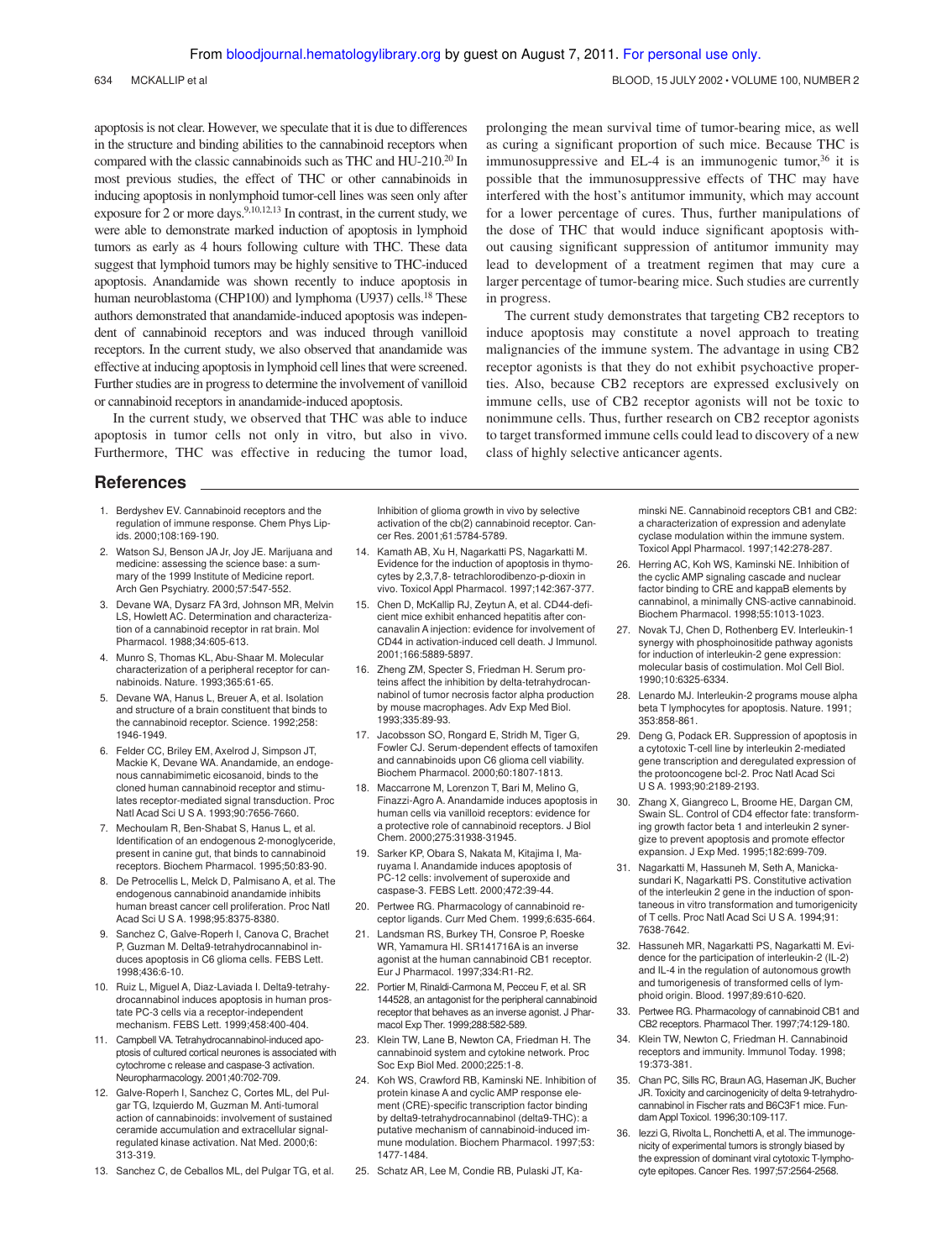apoptosis is not clear. However, we speculate that it is due to differences in the structure and binding abilities to the cannabinoid receptors when compared with the classic cannabinoids such as THC and HU-210.[20] In most previous studies, the effect of THC or other cannabinoids in inducing apoptosis in nonlymphoid tumor-cell lines was seen only after exposure for 2 or more days.[9,10,12,13] In contrast, in the current study, we were able to demonstrate marked induction of apoptosis in lymphoid tumors as early as 4 hours following culture with THC. These data suggest that lymphoid tumors may be highly sensitive to THC-induced apoptosis. Anandamide was shown recently to induce apoptosis in human neuroblastoma (CHP100) and lymphoma (U937) cells.[18] These authors demonstrated that anandamide-induced apoptosis was independent of cannabinoid receptors and was induced through vanilloid receptors. In the current study, we also observed that anandamide was effective at inducing apoptosis in lymphoid cell lines that were screened. Further studies are in progress to determine the involvement of vanilloid or cannabinoid receptors in anandamide-induced apoptosis.

In the current study, we observed that THC was able to induce apoptosis in tumor cells not only in vitro, but also in vivo. Furthermore, THC was effective in reducing the tumor load, prolonging the mean survival time of tumor-bearing mice, as well as curing a significant proportion of such mice. Because THC is immunosuppressive and EL-4 is an immunogenic tumor,[36] it is possible that the immunosuppressive effects of THC may have interfered with the host's antitumor immunity, which may account for a lower percentage of cures. Thus, further manipulations of the dose of THC that would induce significant apoptosis without causing significant suppression of antitumor immunity may lead to development of a treatment regimen that may cure a larger percentage of tumor-bearing mice. Such studies are currently in progress.

The current study demonstrates that targeting CB2 receptors to induce apoptosis may constitute a novel approach to treating malignancies of the immune system. The advantage in using CB2 receptor agonists is that they do not exhibit psychoactive properties. Also, because CB2 receptors are expressed exclusively on immune cells, use of CB2 receptor agonists will not be toxic to nonimmune cells. Thus, further research on CB2 receptor agonists to target transformed immune cells could lead to discovery of a new class of highly selective anticancer agents.

## References

1. Berdyshev EV. Cannabinoid receptors and the regulation of immune response. Chem Phys Lipids. 2000;108:169-190.
2. Watson SJ, Benson JA Jr, Joy JE. Marijuana and medicine: assessing the science base: a summary of the 1999 Institute of Medicine report. Arch Gen Psychiatry. 2000;57:547-552.
3. Devane WA, Dysarz FA 3rd, Johnson MR, Melvin LS, Howlett AC. Determination and characterization of a cannabinoid receptor in rat brain. Mol Pharmacol. 1988;34:605-613.
4. Munro S, Thomas KL, Abu-Shaar M. Molecular characterization of a peripheral receptor for cannabinoids. Nature. 1993;365:61-65.
5. Devane WA, Hanus L, Breuer A, et al. Isolation and structure of a brain constituent that binds to the cannabinoid receptor. Science. 1992;258: 1946-1949.
6. Felder CC, Briley EM, Axelrod J, Simpson JT, Mackie K, Devane WA. Anandamide, an endogenous cannabimimetic eicosanoid, binds to the cloned human cannabinoid receptor and stimulates receptor-mediated signal transduction. Proc Natl Acad Sci U S A. 1993;90:7656-7660.
7. Mechoulam R, Ben-Shabat S, Hanus L, et al. Identification of an endogenous 2-monoglyceride, present in canine gut, that binds to cannabinoid receptors. Biochem Pharmacol. 1995;50:83-90.
8. De Petrocellis L, Melck D, Palmisano A, et al. The endogenous cannabinoid anandamide inhibits human breast cancer cell proliferation. Proc Natl Acad Sci U S A. 1998;95:8375-8380.
9. Sanchez C, Galve-Roperh I, Canova C, Brachet P, Guzman M. Delta9-tetrahydrocannabinol induces apoptosis in C6 glioma cells. FEBS Lett. 1998;436:6-10.
10. Ruiz L, Miguel A, Diaz-Laviada I. Delta9-tetrahydrocannabinol induces apoptosis in human prostate PC-3 cells via a receptor-independent mechanism. FEBS Lett. 1999;458:400-404.
11. Campbell VA. Tetrahydrocannabinol-induced apoptosis of cultured cortical neurones is associated with cytochrome c release and caspase-3 activation. Neuropharmacology. 2001;40:702-709.
12. Galve-Roperh I, Sanchez C, Cortes ML, del Pulgar TG, Izquierdo M, Guzman M. Anti-tumoral action of cannabinoids: involvement of sustained ceramide accumulation and extracellular signal-regulated kinase activation. Nat Med. 2000;6: 313-319.
13. Sanchez C, de Ceballos ML, del Pulgar TG, et al. Inhibition of glioma growth in vivo by selective activation of the cb(2) cannabinoid receptor. Cancer Res. 2001;61:5784-5789.
14. Kamath AB, Xu H, Nagarkatti PS, Nagarkatti M. Evidence for the induction of apoptosis in thymocytes by 2,3,7,8- tetrachlorodibenzo-p-dioxin in vivo. Toxicol Appl Pharmacol. 1997;142:367-377.
15. Chen D, McKallip RJ, Zeytun A, et al. CD44-deficient mice exhibit enhanced hepatitis after concanavalin A injection: evidence for involvement of CD44 in activation-induced cell death. J Immunol. 2001;166:5889-5897.
16. Zheng ZM, Specter S, Friedman H. Serum proteins affect the inhibition by delta-tetrahydrocannabinol of tumor necrosis factor alpha production by mouse macrophages. Adv Exp Med Biol. 1993;335:89-93.
17. Jacobsson SO, Rongard E, Stridh M, Tiger G, Fowler CJ. Serum-dependent effects of tamoxifen and cannabinoids upon C6 glioma cell viability. Biochem Pharmacol. 2000;60:1807-1813.
18. Maccarrone M, Lorenzon T, Bari M, Melino G, Finazzi-Agro A. Anandamide induces apoptosis in human cells via vanilloid receptors: evidence for a protective role of cannabinoid receptors. J Biol Chem. 2000;275:31938-31945.
19. Sarker KP, Obara S, Nakata M, Kitajima I, Maruyama I. Anandamide induces apoptosis of PC-12 cells: involvement of superoxide and caspase-3. FEBS Lett. 2000;472:39-44.
20. Pertwee RG. Pharmacology of cannabinoid receptor ligands. Curr Med Chem. 1999;6:635-664.
21. Landsman RS, Burkey TH, Consroe P, Roeske WR, Yamamura HI. SR141716A is an inverse agonist at the human cannabinoid CB1 receptor. Eur J Pharmacol. 1997;334:R1-R2.
22. Portier M, Rinaldi-Carmona M, Pecceu F, et al. SR 144528, an antagonist for the peripheral cannabinoid receptor that behaves as an inverse agonist. J Pharmacol Exp Ther. 1999;288:582-589.
23. Klein TW, Lane B, Newton CA, Friedman H. The cannabinoid system and cytokine network. Proc Soc Exp Biol Med. 2000;225:1-8.
24. Koh WS, Crawford RB, Kaminski NE. Inhibition of protein kinase A and cyclic AMP response element (CRE)-specific transcription factor binding by delta9-tetrahydrocannabinol (delta9-THC): a putative mechanism of cannabinoid-induced immune modulation. Biochem Pharmacol. 1997;53: 1477-1484.
25. Schatz AR, Lee M, Condie RB, Pulaski JT, Kaminski NE. Cannabinoid receptors CB1 and CB2: a characterization of expression and adenylate cyclase modulation within the immune system. Toxicol Appl Pharmacol. 1997;142:278-287.
26. Herring AC, Koh WS, Kaminski NE. Inhibition of the cyclic AMP signaling cascade and nuclear factor binding to CRE and kappaB elements by cannabinol, a minimally CNS-active cannabinoid. Biochem Pharmacol. 1998;55:1013-1023.
27. Novak TJ, Chen D, Rothenberg EV. Interleukin-1 synergy with phosphoinositide pathway agonists for induction of interleukin-2 gene expression: molecular basis of costimulation. Mol Cell Biol. 1990;10:6325-6334.
28. Lenardo MJ. Interleukin-2 programs mouse alpha beta T lymphocytes for apoptosis. Nature. 1991; 353:858-861.
29. Deng G, Podack ER. Suppression of apoptosis in a cytotoxic T-cell line by interleukin 2-mediated gene transcription and deregulated expression of the protooncogene bcl-2. Proc Natl Acad Sci U S A. 1993;90:2189-2193.
30. Zhang X, Giangreco L, Broome HE, Dargan CM, Swain SL. Control of CD4 effector fate: transforming growth factor beta 1 and interleukin 2 synergize to prevent apoptosis and promote effector expansion. J Exp Med. 1995;182:699-709.
31. Nagarkatti M, Hassuneh M, Seth A, Manickasundari K, Nagarkatti PS. Constitutive activation of the interleukin 2 gene in the induction of spontaneous in vitro transformation and tumorigenicity of T cells. Proc Natl Acad Sci U S A. 1994;91: 7638-7642.
32. Hassuneh MR, Nagarkatti PS, Nagarkatti M. Evidence for the participation of interleukin-2 (IL-2) and IL-4 in the regulation of autonomous growth and tumorigenesis of transformed cells of lymphoid origin. Blood. 1997;89:610-620.
33. Pertwee RG. Pharmacology of cannabinoid CB1 and CB2 receptors. Pharmacol Ther. 1997;74:129-180.
34. Klein TW, Newton C, Friedman H. Cannabinoid receptors and immunity. Immunol Today. 1998; 19:373-381.
35. Chan PC, Sills RC, Braun AG, Haseman JK, Bucher JR. Toxicity and carcinogenicity of delta 9-tetrahydrocannabinol in Fischer rats and B6C3F1 mice. Fundam Appl Toxicol. 1996;30:109-117.
36. Iezzi G, Rivolta L, Ronchetti A, et al. The immunogenicity of experimental tumors is strongly biased by the expression of dominant viral cytotoxic T-lymphocyte epitopes. Cancer Res. 1997;57:2564-2568.